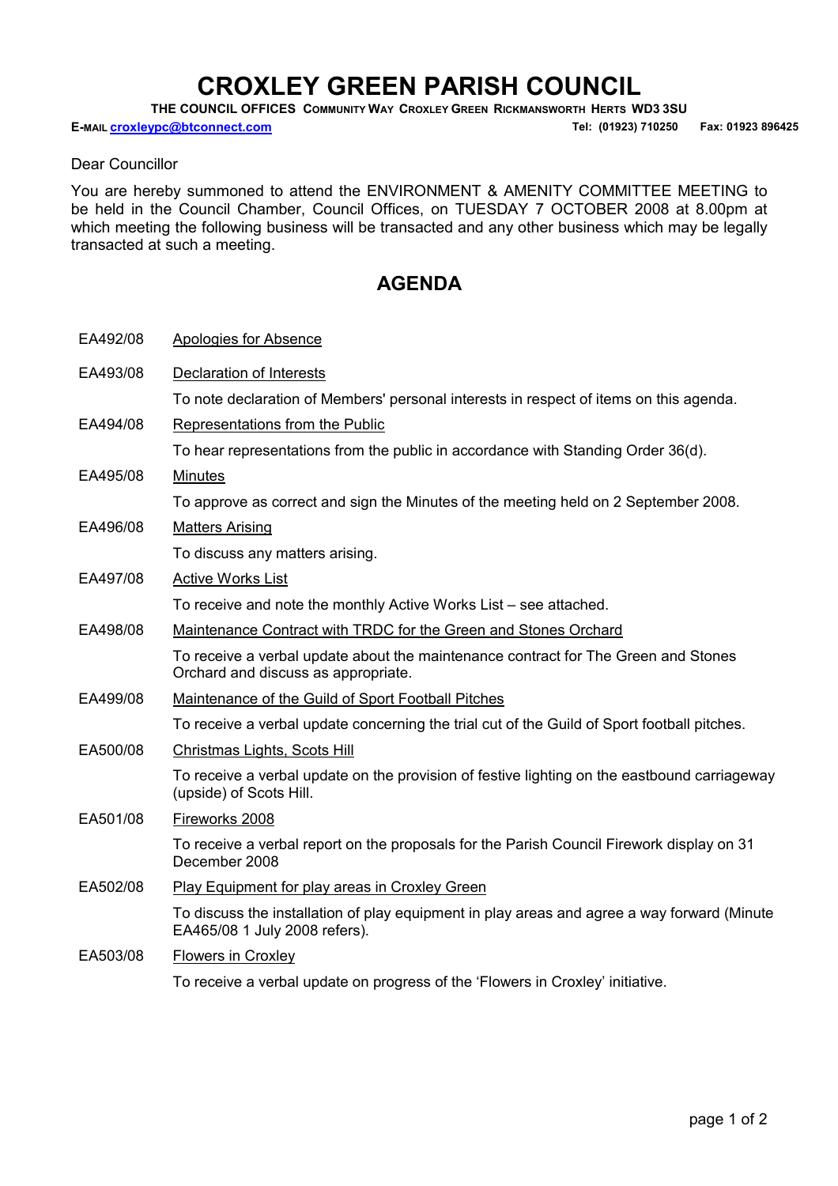# CROXLEY GREEN PARISH COUNCIL

**THE COUNCIL OFFICES COMMUNITY WAY CROXLEY GREEN RICKMANSWORTH HERTS WD3 3SU**

**E-MAIL croxleypc@btconnect.com** **Tel: (01923) 710250 Fax: 01923 896425**

Dear Councillor

You are hereby summoned to attend the ENVIRONMENT & AMENITY COMMITTEE MEETING to be held in the Council Chamber, Council Offices, on TUESDAY 7 OCTOBER 2008 at 8.00pm at which meeting the following business will be transacted and any other business which may be legally transacted at such a meeting.

## AGENDA

EA492/08 Apologies for Absence

EA493/08 Declaration of Interests

To note declaration of Members' personal interests in respect of items on this agenda.

EA494/08 Representations from the Public

To hear representations from the public in accordance with Standing Order 36(d).

EA495/08 Minutes

To approve as correct and sign the Minutes of the meeting held on 2 September 2008.

EA496/08 Matters Arising

To discuss any matters arising.

EA497/08 Active Works List

To receive and note the monthly Active Works List – see attached.

EA498/08 Maintenance Contract with TRDC for the Green and Stones Orchard

To receive a verbal update about the maintenance contract for The Green and Stones Orchard and discuss as appropriate.

EA499/08 Maintenance of the Guild of Sport Football Pitches

To receive a verbal update concerning the trial cut of the Guild of Sport football pitches.

EA500/08 Christmas Lights, Scots Hill

To receive a verbal update on the provision of festive lighting on the eastbound carriageway (upside) of Scots Hill.

EA501/08 Fireworks 2008

To receive a verbal report on the proposals for the Parish Council Firework display on 31 December 2008

EA502/08 Play Equipment for play areas in Croxley Green

To discuss the installation of play equipment in play areas and agree a way forward (Minute EA465/08 1 July 2008 refers).

EA503/08 Flowers in Croxley

To receive a verbal update on progress of the 'Flowers in Croxley' initiative.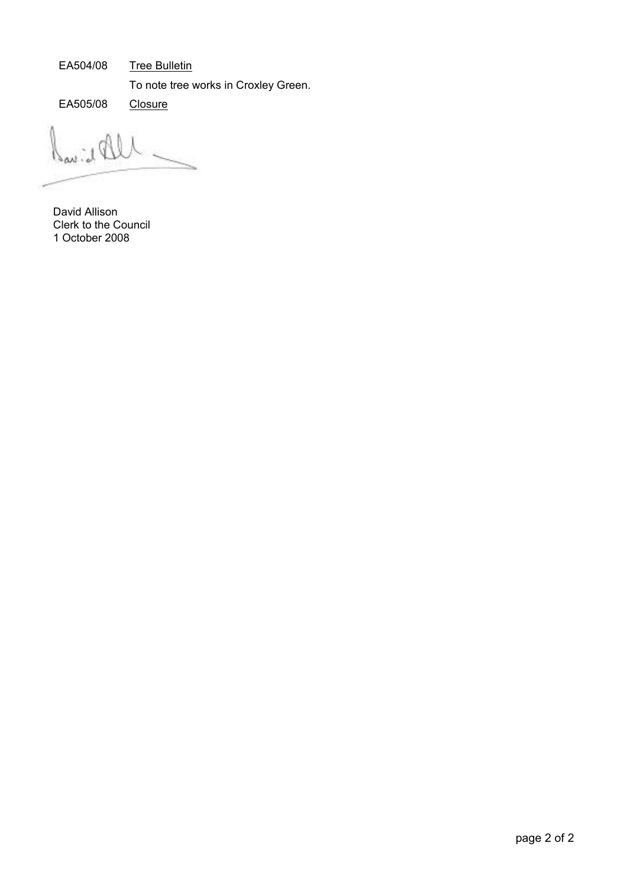EA504/08 Tree Bulletin

To note tree works in Croxley Green.

EA505/08 Closure

David Allison
Clerk to the Council
1 October 2008